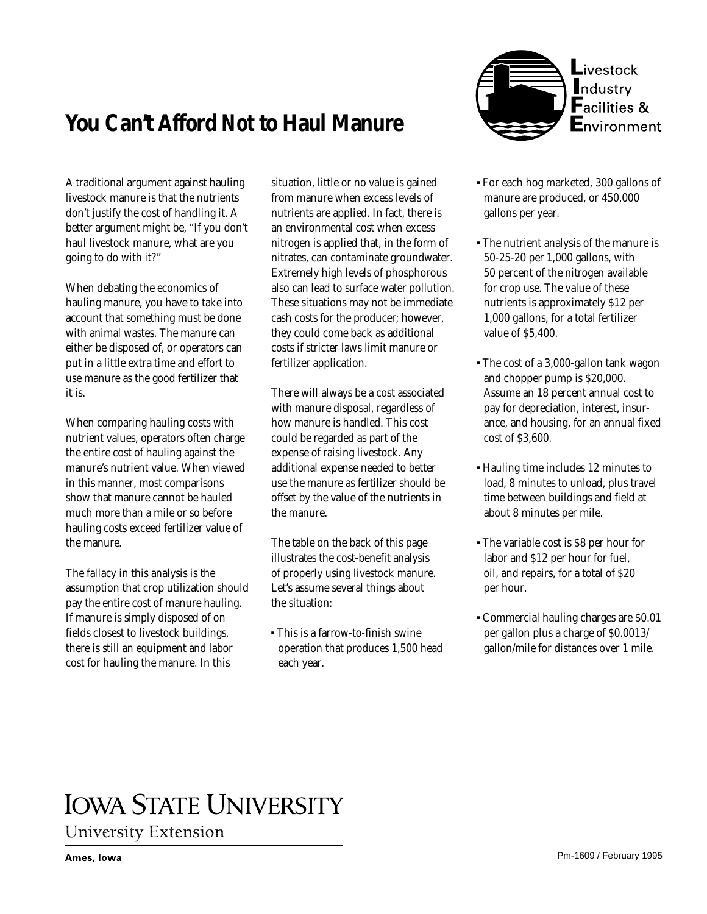# You Can't Afford Not to Haul Manure

Livestock Industry Facilities & Environment

A traditional argument against hauling livestock manure is that the nutrients don't justify the cost of handling it. A better argument might be, "If you don't haul livestock manure, what are you going to do with it?"

When debating the economics of hauling manure, you have to take into account that something must be done with animal wastes. The manure can either be disposed of, or operators can put in a little extra time and effort to use manure as the good fertilizer that it is.

When comparing hauling costs with nutrient values, operators often charge the entire cost of hauling against the manure's nutrient value. When viewed in this manner, most comparisons show that manure cannot be hauled much more than a mile or so before hauling costs exceed fertilizer value of the manure.

The fallacy in this analysis is the assumption that crop utilization should pay the entire cost of manure hauling. If manure is simply disposed of on fields closest to livestock buildings, there is still an equipment and labor cost for hauling the manure. In this situation, little or no value is gained from manure when excess levels of nutrients are applied. In fact, there is an environmental cost when excess nitrogen is applied that, in the form of nitrates, can contaminate groundwater. Extremely high levels of phosphorous also can lead to surface water pollution. These situations may not be immediate cash costs for the producer; however, they could come back as additional costs if stricter laws limit manure or fertilizer application.

There will always be a cost associated with manure disposal, regardless of how manure is handled. This cost could be regarded as part of the expense of raising livestock. Any additional expense needed to better use the manure as fertilizer should be offset by the value of the nutrients in the manure.

The table on the back of this page illustrates the cost-benefit analysis of properly using livestock manure. Let's assume several things about the situation:

- This is a farrow-to-finish swine operation that produces 1,500 head each year.
- For each hog marketed, 300 gallons of manure are produced, or 450,000 gallons per year.
- The nutrient analysis of the manure is 50-25-20 per 1,000 gallons, with 50 percent of the nitrogen available for crop use. The value of these nutrients is approximately $12 per 1,000 gallons, for a total fertilizer value of $5,400.
- The cost of a 3,000-gallon tank wagon and chopper pump is $20,000. Assume an 18 percent annual cost to pay for depreciation, interest, insurance, and housing, for an annual fixed cost of $3,600.
- Hauling time includes 12 minutes to load, 8 minutes to unload, plus travel time between buildings and field at about 8 minutes per mile.
- The variable cost is $8 per hour for labor and $12 per hour for fuel, oil, and repairs, for a total of $20 per hour.
- Commercial hauling charges are $0.01 per gallon plus a charge of $0.0013/gallon/mile for distances over 1 mile.

IOWA STATE UNIVERSITY
University Extension

Ames, Iowa

Pm-1609 / February 1995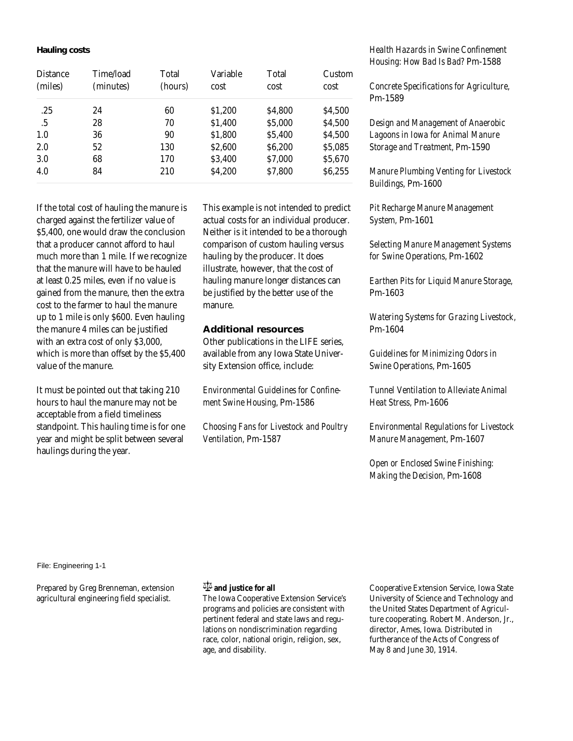**Hauling costs**

| Distance (miles) | Time/load (minutes) | Total (hours) | Variable cost | Total cost | Custom cost |
|---|---|---|---|---|---|
| .25 | 24 | 60 | $1,200 | $4,800 | $4,500 |
| .5 | 28 | 70 | $1,400 | $5,000 | $4,500 |
| 1.0 | 36 | 90 | $1,800 | $5,400 | $4,500 |
| 2.0 | 52 | 130 | $2,600 | $6,200 | $5,085 |
| 3.0 | 68 | 170 | $3,400 | $7,000 | $5,670 |
| 4.0 | 84 | 210 | $4,200 | $7,800 | $6,255 |

If the total cost of hauling the manure is charged against the fertilizer value of $5,400, one would draw the conclusion that a producer cannot afford to haul much more than 1 mile. If we recognize that the manure will have to be hauled at least 0.25 miles, even if no value is gained from the manure, then the extra cost to the farmer to haul the manure up to 1 mile is only $600. Even hauling the manure 4 miles can be justified with an extra cost of only $3,000, which is more than offset by the $5,400 value of the manure.

It must be pointed out that taking 210 hours to haul the manure may not be acceptable from a field timeliness standpoint. This hauling time is for one year and might be split between several haulings during the year.

This example is not intended to predict actual costs for an individual producer. Neither is it intended to be a thorough comparison of custom hauling versus hauling by the producer. It does illustrate, however, that the cost of hauling manure longer distances can be justified by the better use of the manure.

## Additional resources

Other publications in the LIFE series, available from any Iowa State University Extension office, include:

*Environmental Guidelines for Confinement Swine Housing*, Pm-1586

*Choosing Fans for Livestock and Poultry Ventilation*, Pm-1587

*Health Hazards in Swine Confinement Housing: How Bad Is Bad?* Pm-1588

*Concrete Specifications for Agriculture*, Pm-1589

*Design and Management of Anaerobic Lagoons in Iowa for Animal Manure Storage and Treatment*, Pm-1590

*Manure Plumbing Venting for Livestock Buildings*, Pm-1600

*Pit Recharge Manure Management System*, Pm-1601

*Selecting Manure Management Systems for Swine Operations*, Pm-1602

*Earthen Pits for Liquid Manure Storage*, Pm-1603

*Watering Systems for Grazing Livestock*, Pm-1604

*Guidelines for Minimizing Odors in Swine Operations*, Pm-1605

*Tunnel Ventilation to Alleviate Animal Heat Stress*, Pm-1606

*Environmental Regulations for Livestock Manure Management*, Pm-1607

*Open or Enclosed Swine Finishing: Making the Decision*, Pm-1608

File: Engineering 1-1

Prepared by Greg Brenneman, extension agricultural engineering field specialist.

**... and justice for all**
The Iowa Cooperative Extension Service's programs and policies are consistent with pertinent federal and state laws and regulations on nondiscrimination regarding race, color, national origin, religion, sex, age, and disability.

Cooperative Extension Service, Iowa State University of Science and Technology and the United States Department of Agriculture cooperating. Robert M. Anderson, Jr., director, Ames, Iowa. Distributed in furtherance of the Acts of Congress of May 8 and June 30, 1914.